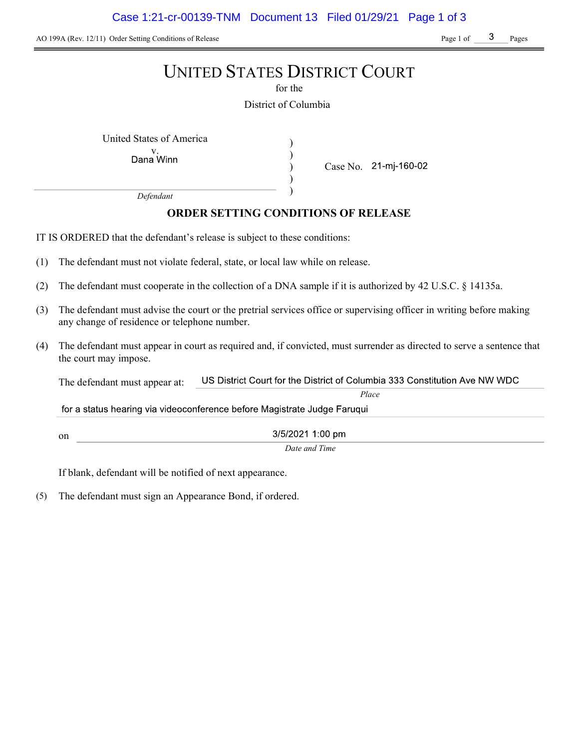AO 199A (Rev. 12/11) Order Setting Conditions of Release

# UNITED STATES DISTRICT COURT

for the

District of Columbia

United States of America
v.
Dana Winn

*Defendant*

Case No. 21-mj-160-02

## ORDER SETTING CONDITIONS OF RELEASE

IT IS ORDERED that the defendant's release is subject to these conditions:

(1) The defendant must not violate federal, state, or local law while on release.

(2) The defendant must cooperate in the collection of a DNA sample if it is authorized by 42 U.S.C. § 14135a.

(3) The defendant must advise the court or the pretrial services office or supervising officer in writing before making any change of residence or telephone number.

(4) The defendant must appear in court as required and, if convicted, must surrender as directed to serve a sentence that the court may impose.

The defendant must appear at: US District Court for the District of Columbia 333 Constitution Ave NW WDC
*Place*

for a status hearing via videoconference before Magistrate Judge Faruqui

on 3/5/2021 1:00 pm
*Date and Time*

If blank, defendant will be notified of next appearance.

(5) The defendant must sign an Appearance Bond, if ordered.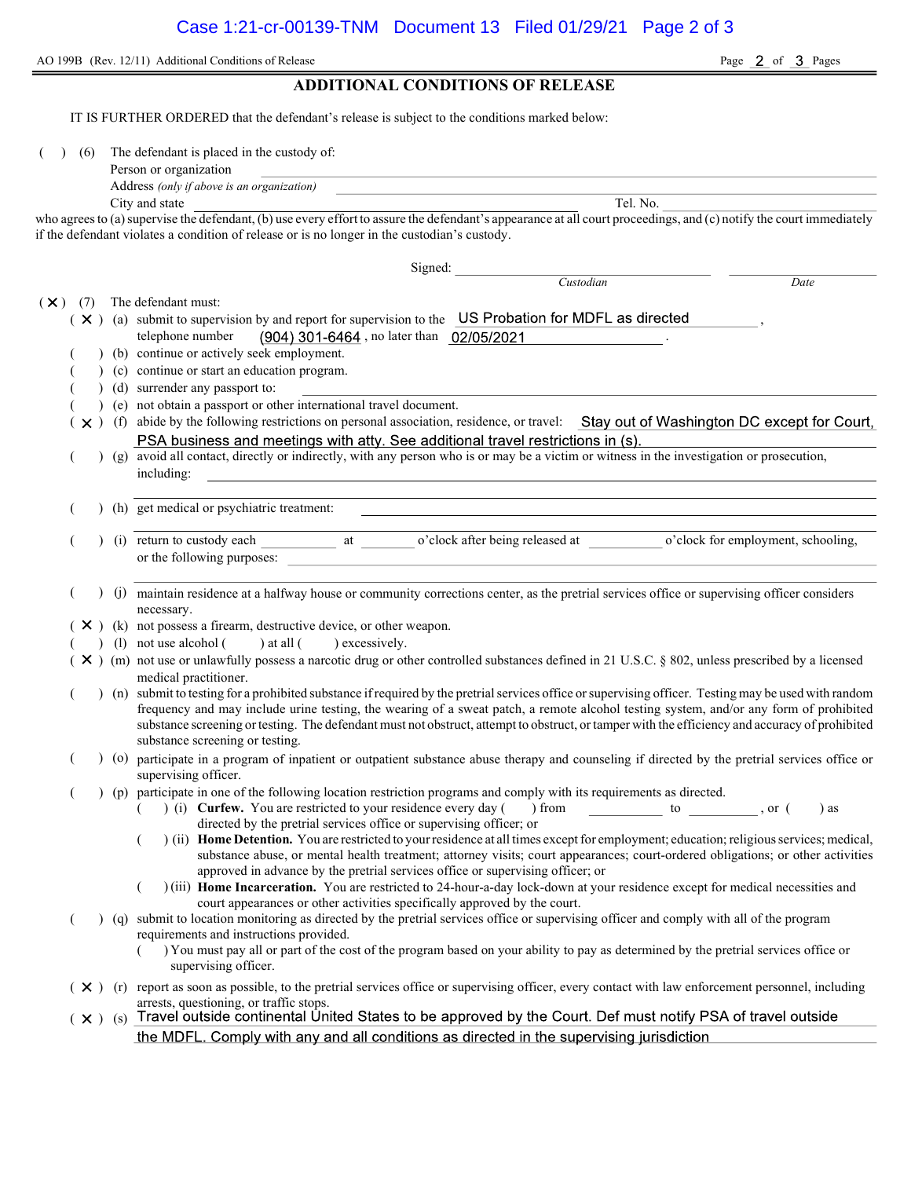AO 199B (Rev. 12/11) Additional Conditions of Release

# ADDITIONAL CONDITIONS OF RELEASE

IT IS FURTHER ORDERED that the defendant's release is subject to the conditions marked below:

( ) (6) The defendant is placed in the custody of:

Person or organization \_\_\_\_\_\_\_\_\_\_

Address *(only if above is an organization)* \_\_\_\_\_\_\_\_\_\_

City and state \_\_\_\_\_\_\_\_\_\_ Tel. No. \_\_\_\_\_\_\_\_\_\_

who agrees to (a) supervise the defendant, (b) use every effort to assure the defendant's appearance at all court proceedings, and (c) notify the court immediately if the defendant violates a condition of release or is no longer in the custodian's custody.

Signed: \_\_\_\_\_\_\_\_\_\_ \_\_\_\_\_\_\_\_\_\_

*Custodian* *Date*

( X ) (7) The defendant must:

( X ) (a) submit to supervision by and report for supervision to the US Probation for MDFL as directed, telephone number (904) 301-6464, no later than 02/05/2021.

( ) (b) continue or actively seek employment.

( ) (c) continue or start an education program.

( ) (d) surrender any passport to: \_\_\_\_\_\_\_\_\_\_

( ) (e) not obtain a passport or other international travel document.

( X ) (f) abide by the following restrictions on personal association, residence, or travel: Stay out of Washington DC except for Court, PSA business and meetings with atty. See additional travel restrictions in (s).

( ) (g) avoid all contact, directly or indirectly, with any person who is or may be a victim or witness in the investigation or prosecution, including: \_\_\_\_\_\_\_\_\_\_

( ) (h) get medical or psychiatric treatment: \_\_\_\_\_\_\_\_\_\_

( ) (i) return to custody each \_\_\_\_\_ at \_\_\_\_\_ o'clock after being released at \_\_\_\_\_ o'clock for employment, schooling, or the following purposes: \_\_\_\_\_\_\_\_\_\_

( ) (j) maintain residence at a halfway house or community corrections center, as the pretrial services office or supervising officer considers necessary.

( X ) (k) not possess a firearm, destructive device, or other weapon.

( ) (l) not use alcohol ( ) at all ( ) excessively.

( X ) (m) not use or unlawfully possess a narcotic drug or other controlled substances defined in 21 U.S.C. § 802, unless prescribed by a licensed medical practitioner.

( ) (n) submit to testing for a prohibited substance if required by the pretrial services office or supervising officer. Testing may be used with random frequency and may include urine testing, the wearing of a sweat patch, a remote alcohol testing system, and/or any form of prohibited substance screening or testing. The defendant must not obstruct, attempt to obstruct, or tamper with the efficiency and accuracy of prohibited substance screening or testing.

( ) (o) participate in a program of inpatient or outpatient substance abuse therapy and counseling if directed by the pretrial services office or supervising officer.

( ) (p) participate in one of the following location restriction programs and comply with its requirements as directed.

( ) (i) **Curfew.** You are restricted to your residence every day ( ) from \_\_\_\_\_ to \_\_\_\_\_, or ( ) as directed by the pretrial services office or supervising officer; or

( ) (ii) **Home Detention.** You are restricted to your residence at all times except for employment; education; religious services; medical, substance abuse, or mental health treatment; attorney visits; court appearances; court-ordered obligations; or other activities approved in advance by the pretrial services office or supervising officer; or

( ) (iii) **Home Incarceration.** You are restricted to 24-hour-a-day lock-down at your residence except for medical necessities and court appearances or other activities specifically approved by the court.

( ) (q) submit to location monitoring as directed by the pretrial services office or supervising officer and comply with all of the program requirements and instructions provided.

( ) You must pay all or part of the cost of the program based on your ability to pay as determined by the pretrial services office or supervising officer.

( X ) (r) report as soon as possible, to the pretrial services office or supervising officer, every contact with law enforcement personnel, including arrests, questioning, or traffic stops.

( X ) (s) Travel outside continental United States to be approved by the Court. Def must notify PSA of travel outside the MDFL. Comply with any and all conditions as directed in the supervising jurisdiction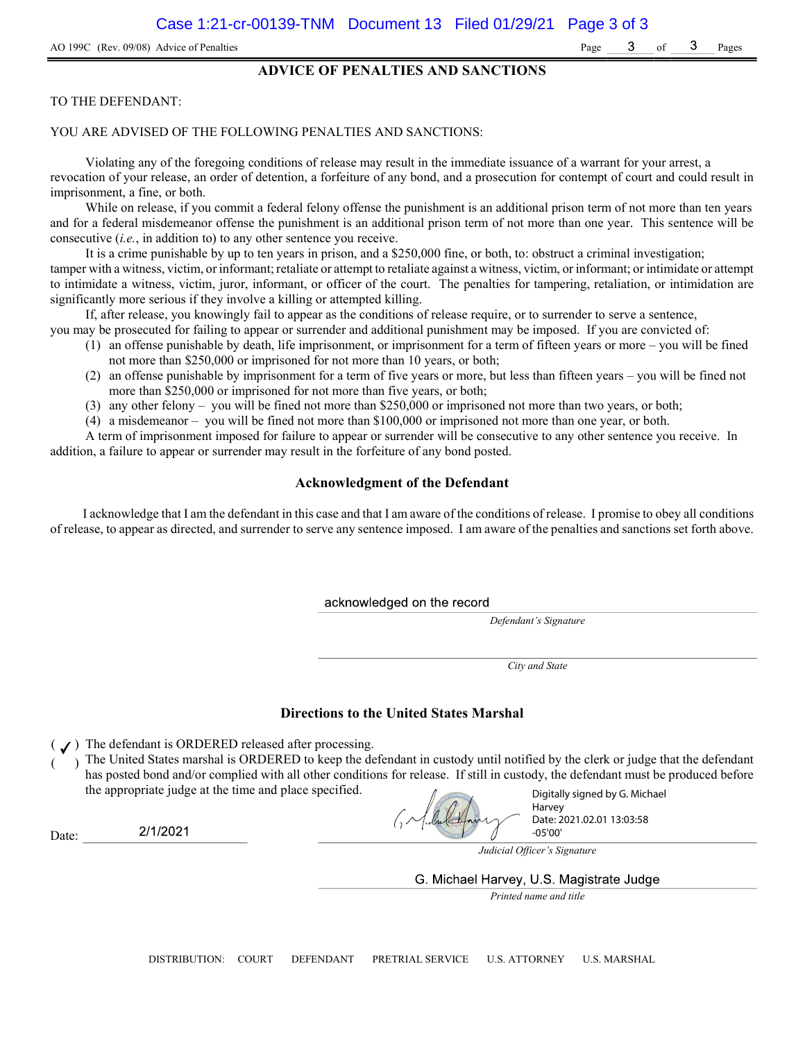AO 199C (Rev. 09/08) Advice of Penalties

## ADVICE OF PENALTIES AND SANCTIONS

TO THE DEFENDANT:

YOU ARE ADVISED OF THE FOLLOWING PENALTIES AND SANCTIONS:

Violating any of the foregoing conditions of release may result in the immediate issuance of a warrant for your arrest, a revocation of your release, an order of detention, a forfeiture of any bond, and a prosecution for contempt of court and could result in imprisonment, a fine, or both.

While on release, if you commit a federal felony offense the punishment is an additional prison term of not more than ten years and for a federal misdemeanor offense the punishment is an additional prison term of not more than one year. This sentence will be consecutive (*i.e.*, in addition to) to any other sentence you receive.

It is a crime punishable by up to ten years in prison, and a $250,000 fine, or both, to: obstruct a criminal investigation; tamper with a witness, victim, or informant; retaliate or attempt to retaliate against a witness, victim, or informant; or intimidate or attempt to intimidate a witness, victim, juror, informant, or officer of the court. The penalties for tampering, retaliation, or intimidation are significantly more serious if they involve a killing or attempted killing.

If, after release, you knowingly fail to appear as the conditions of release require, or to surrender to serve a sentence, you may be prosecuted for failing to appear or surrender and additional punishment may be imposed. If you are convicted of:

(1) an offense punishable by death, life imprisonment, or imprisonment for a term of fifteen years or more – you will be fined not more than $250,000 or imprisoned for not more than 10 years, or both;
(2) an offense punishable by imprisonment for a term of five years or more, but less than fifteen years – you will be fined not more than $250,000 or imprisoned for not more than five years, or both;
(3) any other felony – you will be fined not more than $250,000 or imprisoned not more than two years, or both;
(4) a misdemeanor – you will be fined not more than $100,000 or imprisoned not more than one year, or both.

A term of imprisonment imposed for failure to appear or surrender will be consecutive to any other sentence you receive. In addition, a failure to appear or surrender may result in the forfeiture of any bond posted.

### Acknowledgment of the Defendant

I acknowledge that I am the defendant in this case and that I am aware of the conditions of release. I promise to obey all conditions of release, to appear as directed, and surrender to serve any sentence imposed. I am aware of the penalties and sanctions set forth above.

acknowledged on the record
*Defendant's Signature*

*City and State*

### Directions to the United States Marshal

( ✓ ) The defendant is ORDERED released after processing.
(   ) The United States marshal is ORDERED to keep the defendant in custody until notified by the clerk or judge that the defendant has posted bond and/or complied with all other conditions for release. If still in custody, the defendant must be produced before the appropriate judge at the time and place specified.

Date: 2/1/2021

Digitally signed by G. Michael Harvey
Date: 2021.02.01 13:03:58 -05'00'
*Judicial Officer's Signature*

G. Michael Harvey, U.S. Magistrate Judge
*Printed name and title*

DISTRIBUTION: COURT DEFENDANT PRETRIAL SERVICE U.S. ATTORNEY U.S. MARSHAL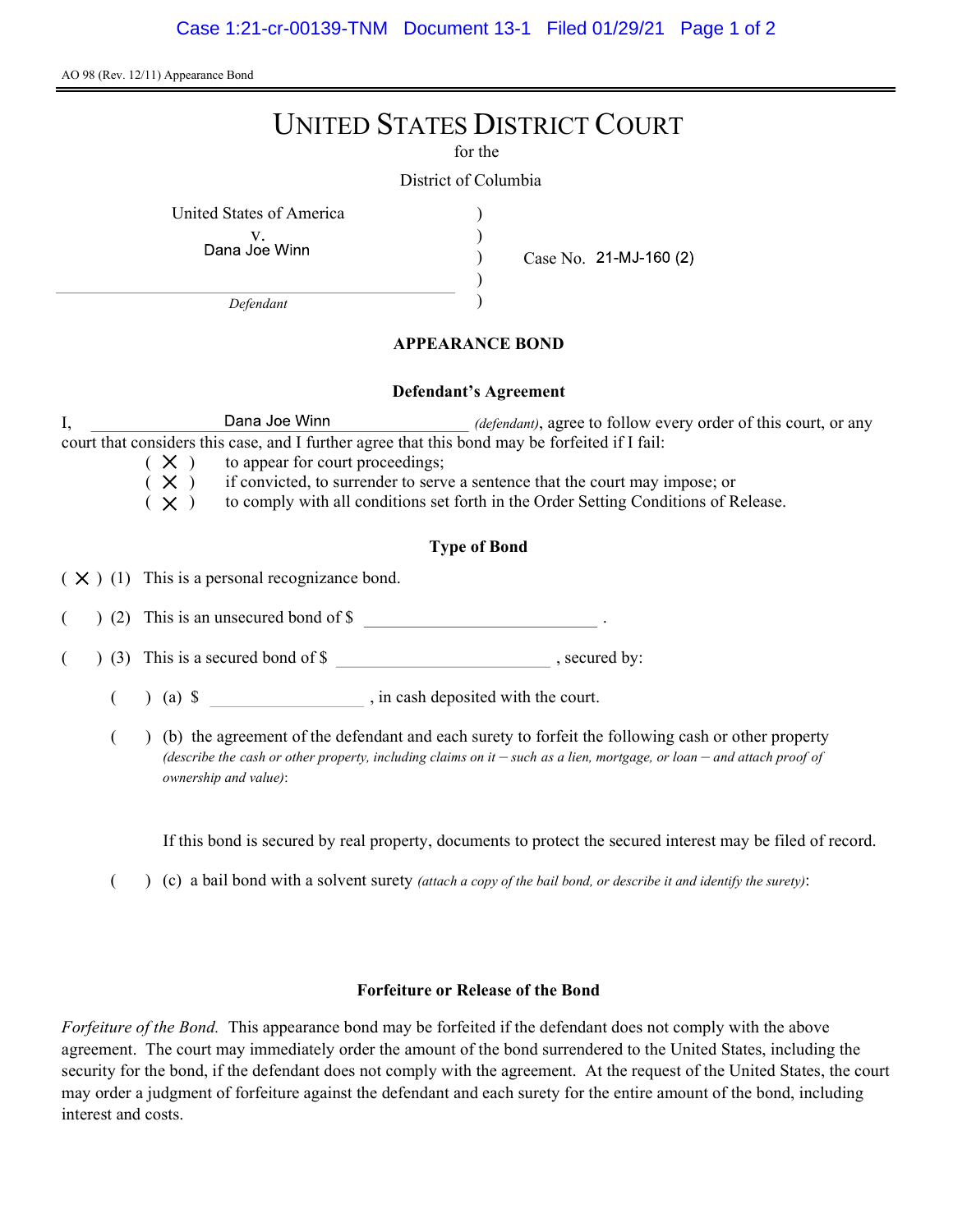AO 98 (Rev. 12/11) Appearance Bond

# UNITED STATES DISTRICT COURT

for the

District of Columbia

United States of America
v.
Dana Joe Winn

*Defendant*

Case No. 21-MJ-160 (2)

## APPEARANCE BOND

### Defendant's Agreement

I, Dana Joe Winn *(defendant)*, agree to follow every order of this court, or any court that considers this case, and I further agree that this bond may be forfeited if I fail:

( X ) to appear for court proceedings;
( X ) if convicted, to surrender to serve a sentence that the court may impose; or
( X ) to comply with all conditions set forth in the Order Setting Conditions of Release.

### Type of Bond

( X ) (1) This is a personal recognizance bond.

( ) (2) This is an unsecured bond of $ ______________ .

( ) (3) This is a secured bond of $ ______________ , secured by:

( ) (a) $ ______________ , in cash deposited with the court.

( ) (b) the agreement of the defendant and each surety to forfeit the following cash or other property *(describe the cash or other property, including claims on it – such as a lien, mortgage, or loan – and attach proof of ownership and value)*:

If this bond is secured by real property, documents to protect the secured interest may be filed of record.

( ) (c) a bail bond with a solvent surety *(attach a copy of the bail bond, or describe it and identify the surety)*:

### Forfeiture or Release of the Bond

*Forfeiture of the Bond.* This appearance bond may be forfeited if the defendant does not comply with the above agreement. The court may immediately order the amount of the bond surrendered to the United States, including the security for the bond, if the defendant does not comply with the agreement. At the request of the United States, the court may order a judgment of forfeiture against the defendant and each surety for the entire amount of the bond, including interest and costs.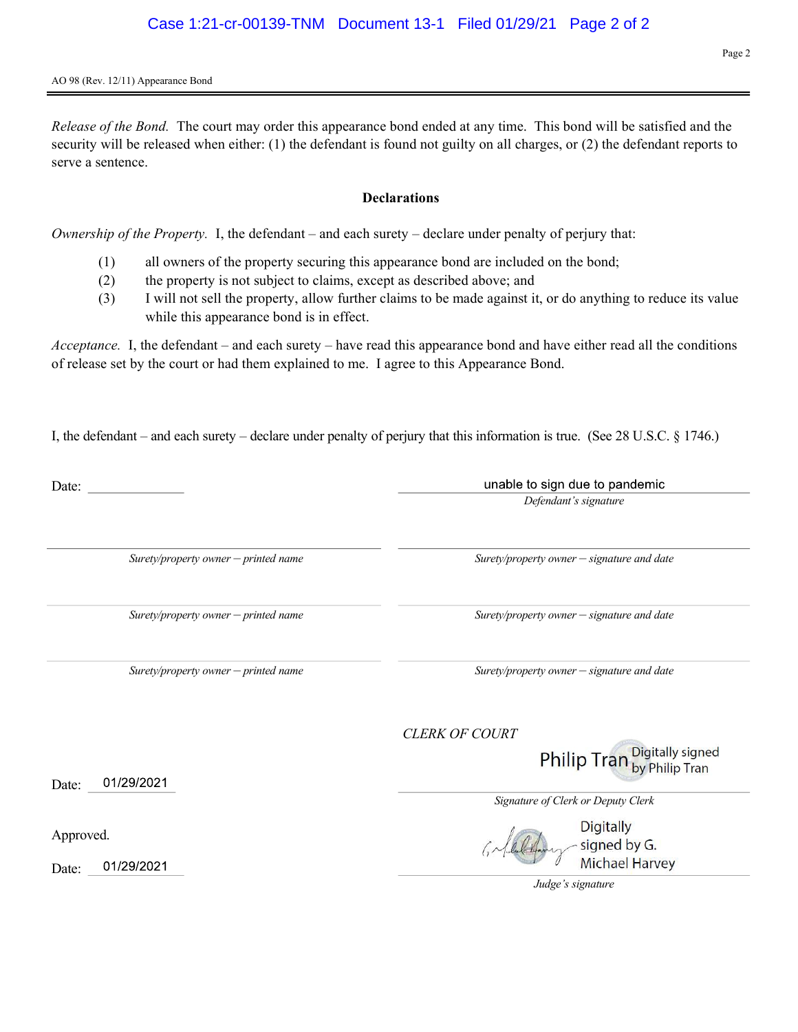AO 98 (Rev. 12/11) Appearance Bond

*Release of the Bond.* The court may order this appearance bond ended at any time. This bond will be satisfied and the security will be released when either: (1) the defendant is found not guilty on all charges, or (2) the defendant reports to serve a sentence.

**Declarations**

*Ownership of the Property.* I, the defendant – and each surety – declare under penalty of perjury that:

(1) all owners of the property securing this appearance bond are included on the bond;
(2) the property is not subject to claims, except as described above; and
(3) I will not sell the property, allow further claims to be made against it, or do anything to reduce its value while this appearance bond is in effect.

*Acceptance.* I, the defendant – and each surety – have read this appearance bond and have either read all the conditions of release set by the court or had them explained to me. I agree to this Appearance Bond.

I, the defendant – and each surety – declare under penalty of perjury that this information is true. (See 28 U.S.C. § 1746.)

Date: ______________

unable to sign due to pandemic
*Defendant's signature*

*Surety/property owner – printed name* | *Surety/property owner – signature and date*

*Surety/property owner – printed name* | *Surety/property owner – signature and date*

*Surety/property owner – printed name* | *Surety/property owner – signature and date*

*CLERK OF COURT*

Date: 01/29/2021

Philip Tran Digitally signed by Philip Tran
*Signature of Clerk or Deputy Clerk*

Approved.

Date: 01/29/2021

Digitally signed by G. Michael Harvey
*Judge's signature*